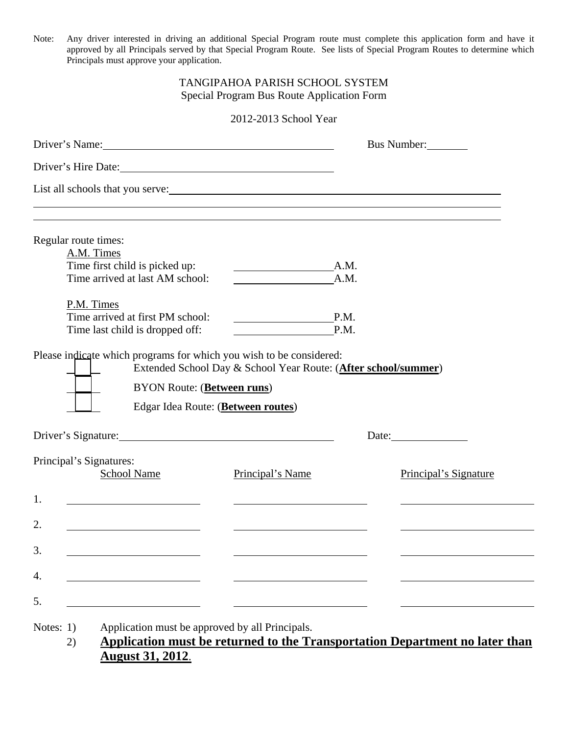Note: Any driver interested in driving an additional Special Program route must complete this application form and have it approved by all Principals served by that Special Program Route. See lists of Special Program Routes to determine which Principals must approve your application.

# TANGIPAHOA PARISH SCHOOL SYSTEM
## Special Program Bus Route Application Form

2012-2013 School Year

Driver's Name: ________________________________ Bus Number: ________

Driver's Hire Date: ________________________________

List all schools that you serve: ________________________________________________

________________________________________________________________

________________________________________________________________

Regular route times:

A.M. Times
- Time first child is picked up: ______________ A.M.
- Time arrived at last AM school: ______________ A.M.

P.M. Times
- Time arrived at first PM school: ______________ P.M.
- Time last child is dropped off: ______________ P.M.

Please indicate which programs for which you wish to be considered:

- ☐ Extended School Day & School Year Route: (**After school/summer**)
- ☐ BYON Route: (**Between runs**)
- ☐ Edgar Idea Route: (**Between routes**)

Driver's Signature: ________________________________ Date: ____________

Principal's Signatures:

| | School Name | Principal's Name | Principal's Signature |
|---|---|---|---|
| 1. | | | |
| 2. | | | |
| 3. | | | |
| 4. | | | |
| 5. | | | |

Notes: 1) Application must be approved by all Principals.

2) **Application must be returned to the Transportation Department no later than August 31, 2012**.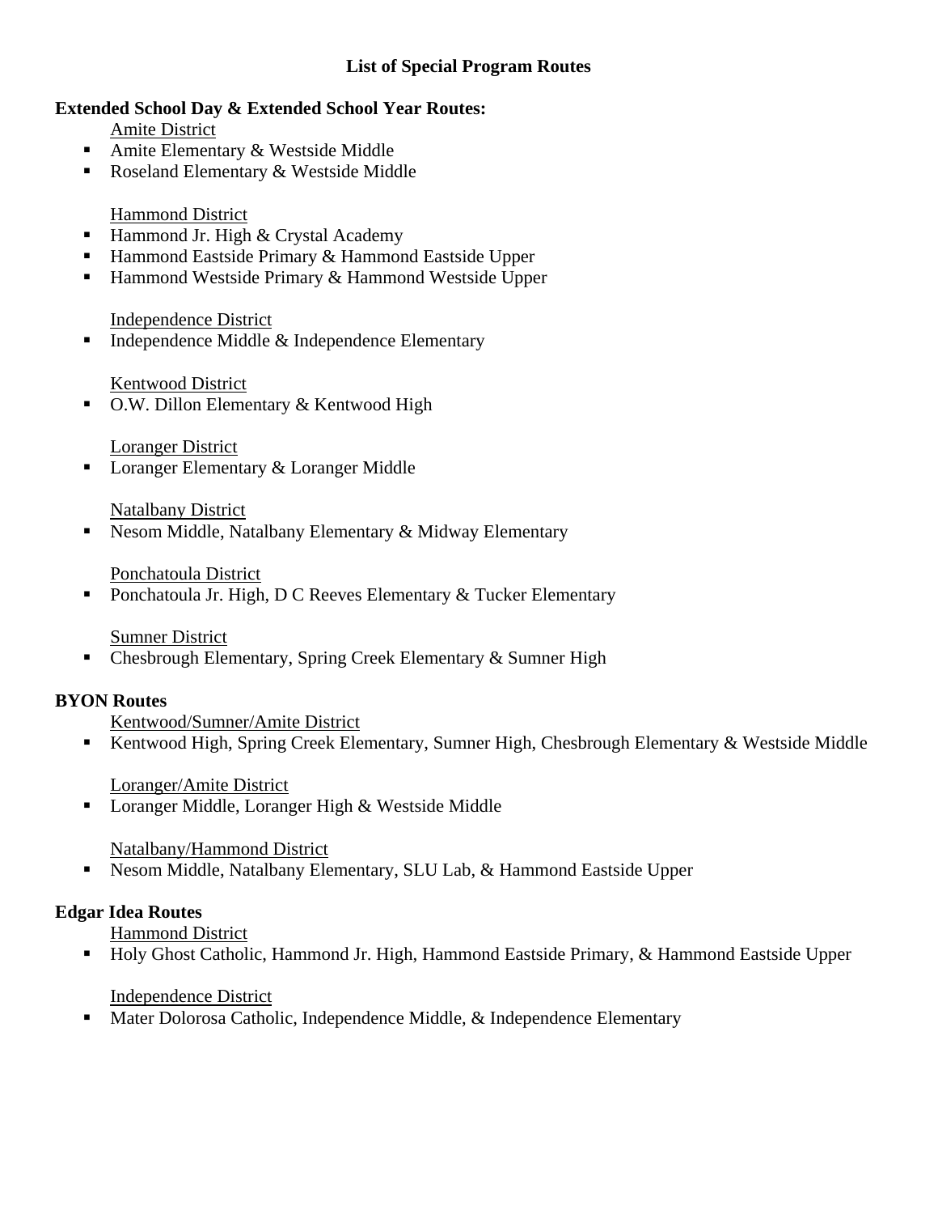# List of Special Program Routes

**Extended School Day & Extended School Year Routes:**

Amite District

- Amite Elementary & Westside Middle
- Roseland Elementary & Westside Middle

Hammond District

- Hammond Jr. High & Crystal Academy
- Hammond Eastside Primary & Hammond Eastside Upper
- Hammond Westside Primary & Hammond Westside Upper

Independence District

- Independence Middle & Independence Elementary

Kentwood District

- O.W. Dillon Elementary & Kentwood High

Loranger District

- Loranger Elementary & Loranger Middle

Natalbany District

- Nesom Middle, Natalbany Elementary & Midway Elementary

Ponchatoula District

- Ponchatoula Jr. High, D C Reeves Elementary & Tucker Elementary

Sumner District

- Chesbrough Elementary, Spring Creek Elementary & Sumner High

**BYON Routes**

Kentwood/Sumner/Amite District

- Kentwood High, Spring Creek Elementary, Sumner High, Chesbrough Elementary & Westside Middle

Loranger/Amite District

- Loranger Middle, Loranger High & Westside Middle

Natalbany/Hammond District

- Nesom Middle, Natalbany Elementary, SLU Lab, & Hammond Eastside Upper

**Edgar Idea Routes**

Hammond District

- Holy Ghost Catholic, Hammond Jr. High, Hammond Eastside Primary, & Hammond Eastside Upper

Independence District

- Mater Dolorosa Catholic, Independence Middle, & Independence Elementary